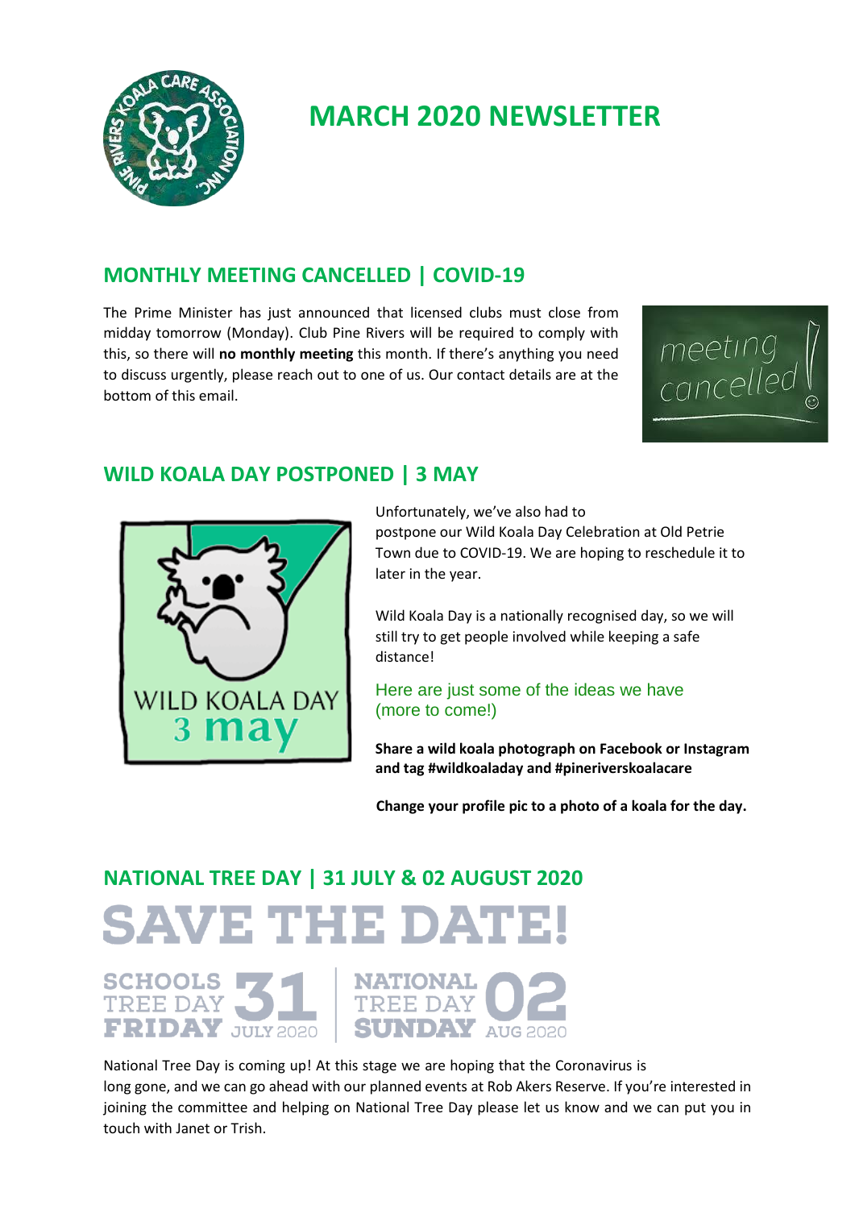# MARCH 2020 NEWSLETTER

## MONTHLY MEETING CANCELLED | COVID-19

The Prime Minister has just announced that licensed clubs must close from midday tomorrow (Monday). Club Pine Rivers will be required to comply with this, so there will **no monthly meeting** this month. If there's anything you need to discuss urgently, please reach out to one of us. Our contact details are at the bottom of this email.

## WILD KOALA DAY POSTPONED | 3 MAY

Unfortunately, we've also had to postpone our Wild Koala Day Celebration at Old Petrie Town due to COVID-19. We are hoping to reschedule it to later in the year.

Wild Koala Day is a nationally recognised day, so we will still try to get people involved while keeping a safe distance!

Here are just some of the ideas we have (more to come!)

**Share a wild koala photograph on Facebook or Instagram and tag #wildkoaladay and #pineriverskoalacare**

**Change your profile pic to a photo of a koala for the day.**

## NATIONAL TREE DAY | 31 JULY & 02 AUGUST 2020

**SAVE THE DATE!**

SCHOOLS TREE DAY FRIDAY 31 JULY 2020 | NATIONAL TREE DAY SUNDAY 02 AUG 2020

National Tree Day is coming up! At this stage we are hoping that the Coronavirus is long gone, and we can go ahead with our planned events at Rob Akers Reserve. If you're interested in joining the committee and helping on National Tree Day please let us know and we can put you in touch with Janet or Trish.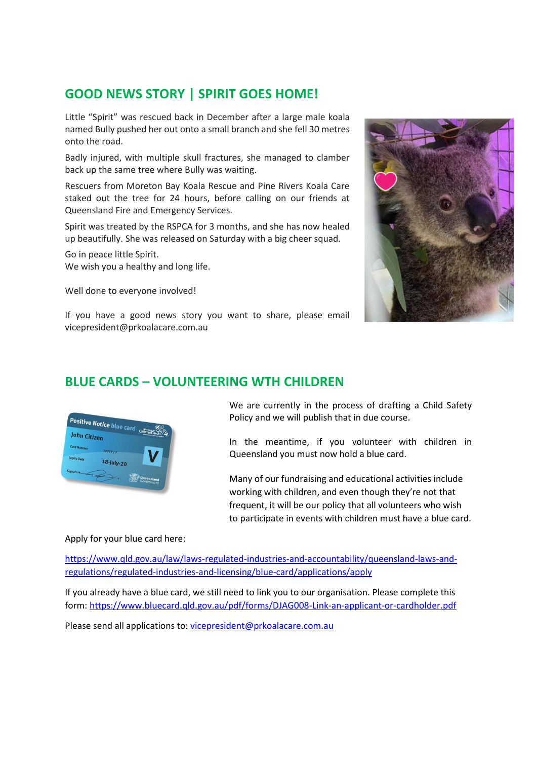## GOOD NEWS STORY | SPIRIT GOES HOME!

Little "Spirit" was rescued back in December after a large male koala named Bully pushed her out onto a small branch and she fell 30 metres onto the road.

Badly injured, with multiple skull fractures, she managed to clamber back up the same tree where Bully was waiting.

Rescuers from Moreton Bay Koala Rescue and Pine Rivers Koala Care staked out the tree for 24 hours, before calling on our friends at Queensland Fire and Emergency Services.

Spirit was treated by the RSPCA for 3 months, and she has now healed up beautifully. She was released on Saturday with a big cheer squad.

Go in peace little Spirit.
We wish you a healthy and long life.

Well done to everyone involved!

If you have a good news story you want to share, please email vicepresident@prkoalacare.com.au

## BLUE CARDS – VOLUNTEERING WTH CHILDREN

We are currently in the process of drafting a Child Safety Policy and we will publish that in due course.

In the meantime, if you volunteer with children in Queensland you must now hold a blue card.

Many of our fundraising and educational activities include working with children, and even though they're not that frequent, it will be our policy that all volunteers who wish to participate in events with children must have a blue card.

Apply for your blue card here:

https://www.qld.gov.au/law/laws-regulated-industries-and-accountability/queensland-laws-and-regulations/regulated-industries-and-licensing/blue-card/applications/apply

If you already have a blue card, we still need to link you to our organisation. Please complete this form: https://www.bluecard.qld.gov.au/pdf/forms/DJAG008-Link-an-applicant-or-cardholder.pdf

Please send all applications to: vicepresident@prkoalacare.com.au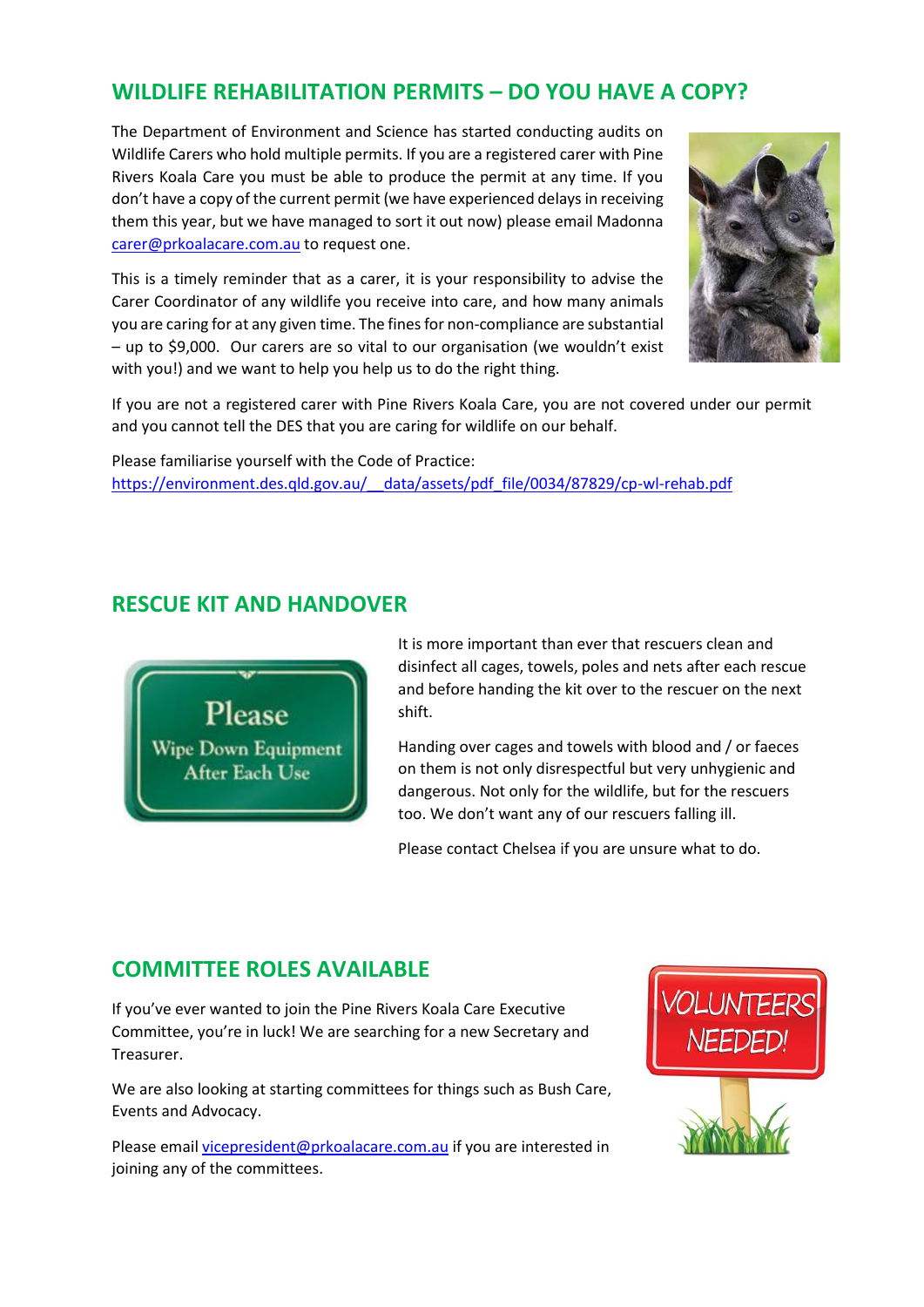## WILDLIFE REHABILITATION PERMITS – DO YOU HAVE A COPY?

The Department of Environment and Science has started conducting audits on Wildlife Carers who hold multiple permits. If you are a registered carer with Pine Rivers Koala Care you must be able to produce the permit at any time. If you don't have a copy of the current permit (we have experienced delays in receiving them this year, but we have managed to sort it out now) please email Madonna carer@prkoalacare.com.au to request one.

This is a timely reminder that as a carer, it is your responsibility to advise the Carer Coordinator of any wildlife you receive into care, and how many animals you are caring for at any given time. The fines for non-compliance are substantial – up to $9,000. Our carers are so vital to our organisation (we wouldn't exist with you!) and we want to help you help us to do the right thing.

If you are not a registered carer with Pine Rivers Koala Care, you are not covered under our permit and you cannot tell the DES that you are caring for wildlife on our behalf.

Please familiarise yourself with the Code of Practice:
https://environment.des.qld.gov.au/__data/assets/pdf_file/0034/87829/cp-wl-rehab.pdf

## RESCUE KIT AND HANDOVER

It is more important than ever that rescuers clean and disinfect all cages, towels, poles and nets after each rescue and before handing the kit over to the rescuer on the next shift.

Handing over cages and towels with blood and / or faeces on them is not only disrespectful but very unhygienic and dangerous. Not only for the wildlife, but for the rescuers too. We don't want any of our rescuers falling ill.

Please contact Chelsea if you are unsure what to do.

## COMMITTEE ROLES AVAILABLE

If you've ever wanted to join the Pine Rivers Koala Care Executive Committee, you're in luck! We are searching for a new Secretary and Treasurer.

We are also looking at starting committees for things such as Bush Care, Events and Advocacy.

Please email vicepresident@prkoalacare.com.au if you are interested in joining any of the committees.